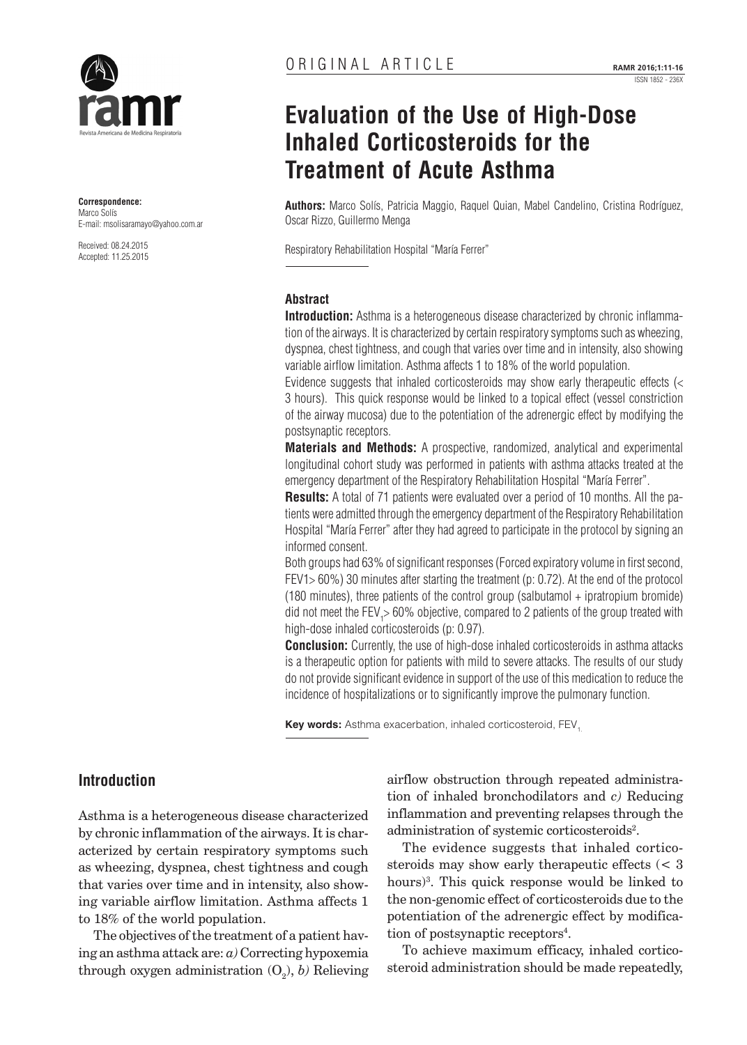ORIGINAL ARTICLE

# Evaluation of the Use of High-Dose Inhaled Corticosteroids for the Treatment of Acute Asthma

**Authors:** Marco Solís, Patricia Maggio, Raquel Quian, Mabel Candelino, Cristina Rodríguez, Oscar Rizzo, Guillermo Menga

Respiratory Rehabilitation Hospital "María Ferrer"

**Correspondence:**
Marco Solís
E-mail: msolisaramayo@yahoo.com.ar

Received: 08.24.2015
Accepted: 11.25.2015

## Abstract

**Introduction:** Asthma is a heterogeneous disease characterized by chronic inflammation of the airways. It is characterized by certain respiratory symptoms such as wheezing, dyspnea, chest tightness, and cough that varies over time and in intensity, also showing variable airflow limitation. Asthma affects 1 to 18% of the world population.

Evidence suggests that inhaled corticosteroids may show early therapeutic effects (< 3 hours). This quick response would be linked to a topical effect (vessel constriction of the airway mucosa) due to the potentiation of the adrenergic effect by modifying the postsynaptic receptors.

**Materials and Methods:** A prospective, randomized, analytical and experimental longitudinal cohort study was performed in patients with asthma attacks treated at the emergency department of the Respiratory Rehabilitation Hospital "María Ferrer".

**Results:** A total of 71 patients were evaluated over a period of 10 months. All the patients were admitted through the emergency department of the Respiratory Rehabilitation Hospital "María Ferrer" after they had agreed to participate in the protocol by signing an informed consent.

Both groups had 63% of significant responses (Forced expiratory volume in first second, FEV1> 60%) 30 minutes after starting the treatment (p: 0.72). At the end of the protocol (180 minutes), three patients of the control group (salbutamol + ipratropium bromide) did not meet the $FEV_1$> 60% objective, compared to 2 patients of the group treated with high-dose inhaled corticosteroids (p: 0.97).

**Conclusion:** Currently, the use of high-dose inhaled corticosteroids in asthma attacks is a therapeutic option for patients with mild to severe attacks. The results of our study do not provide significant evidence in support of the use of this medication to reduce the incidence of hospitalizations or to significantly improve the pulmonary function.

**Key words:** Asthma exacerbation, inhaled corticosteroid, $FEV_1$

## Introduction

Asthma is a heterogeneous disease characterized by chronic inflammation of the airways. It is characterized by certain respiratory symptoms such as wheezing, dyspnea, chest tightness and cough that varies over time and in intensity, also showing variable airflow limitation. Asthma affects 1 to 18% of the world population.

The objectives of the treatment of a patient having an asthma attack are: *a)* Correcting hypoxemia through oxygen administration ($O_2$), *b)* Relieving airflow obstruction through repeated administration of inhaled bronchodilators and *c)* Reducing inflammation and preventing relapses through the administration of systemic corticosteroids[2].

The evidence suggests that inhaled corticosteroids may show early therapeutic effects (< 3 hours)[3]. This quick response would be linked to the non-genomic effect of corticosteroids due to the potentiation of the adrenergic effect by modification of postsynaptic receptors[4].

To achieve maximum efficacy, inhaled corticosteroid administration should be made repeatedly,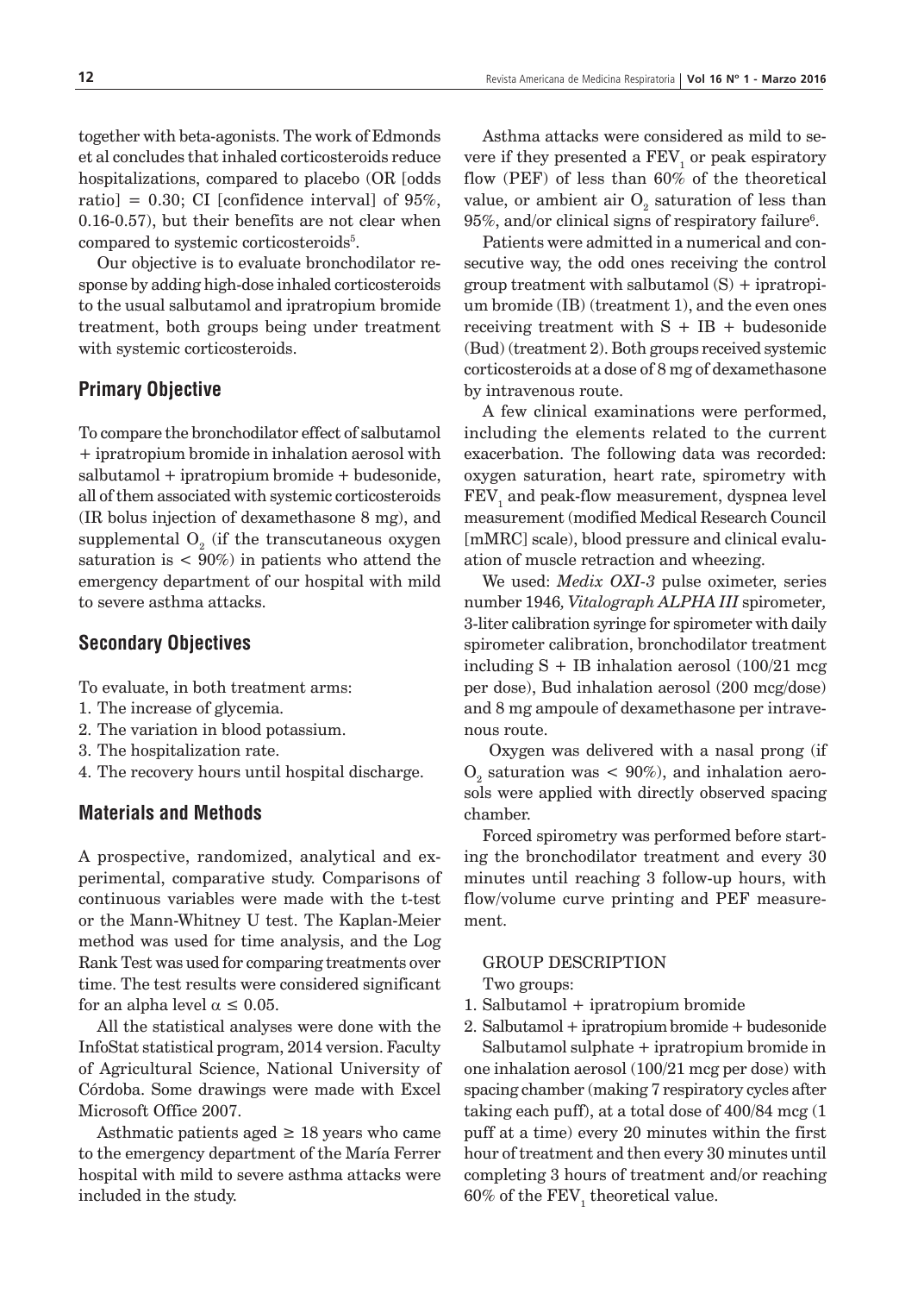together with beta-agonists. The work of Edmonds et al concludes that inhaled corticosteroids reduce hospitalizations, compared to placebo (OR [odds ratio] = 0.30; CI [confidence interval] of 95%, 0.16-0.57), but their benefits are not clear when compared to systemic corticosteroids[5].

Our objective is to evaluate bronchodilator response by adding high-dose inhaled corticosteroids to the usual salbutamol and ipratropium bromide treatment, both groups being under treatment with systemic corticosteroids.

## Primary Objective

To compare the bronchodilator effect of salbutamol + ipratropium bromide in inhalation aerosol with salbutamol + ipratropium bromide + budesonide, all of them associated with systemic corticosteroids (IR bolus injection of dexamethasone 8 mg), and supplemental $O_2$ (if the transcutaneous oxygen saturation is < 90%) in patients who attend the emergency department of our hospital with mild to severe asthma attacks.

## Secondary Objectives

To evaluate, in both treatment arms:

1. The increase of glycemia.
2. The variation in blood potassium.
3. The hospitalization rate.
4. The recovery hours until hospital discharge.

## Materials and Methods

A prospective, randomized, analytical and experimental, comparative study. Comparisons of continuous variables were made with the t-test or the Mann-Whitney U test. The Kaplan-Meier method was used for time analysis, and the Log Rank Test was used for comparing treatments over time. The test results were considered significant for an alpha level $\alpha \leq 0.05$.

All the statistical analyses were done with the InfoStat statistical program, 2014 version. Faculty of Agricultural Science, National University of Córdoba. Some drawings were made with Excel Microsoft Office 2007.

Asthmatic patients aged ≥ 18 years who came to the emergency department of the María Ferrer hospital with mild to severe asthma attacks were included in the study.

Asthma attacks were considered as mild to severe if they presented a $FEV_1$ or peak espiratory flow (PEF) of less than 60% of the theoretical value, or ambient air $O_2$ saturation of less than 95%, and/or clinical signs of respiratory failure[6].

Patients were admitted in a numerical and consecutive way, the odd ones receiving the control group treatment with salbutamol (S) + ipratropium bromide (IB) (treatment 1), and the even ones receiving treatment with S + IB + budesonide (Bud) (treatment 2). Both groups received systemic corticosteroids at a dose of 8 mg of dexamethasone by intravenous route.

A few clinical examinations were performed, including the elements related to the current exacerbation. The following data was recorded: oxygen saturation, heart rate, spirometry with $FEV_1$ and peak-flow measurement, dyspnea level measurement (modified Medical Research Council [mMRC] scale), blood pressure and clinical evaluation of muscle retraction and wheezing.

We used: *Medix OXI-3* pulse oximeter, series number 1946*, Vitalograph ALPHA III* spirometer*,* 3-liter calibration syringe for spirometer with daily spirometer calibration, bronchodilator treatment including S + IB inhalation aerosol (100/21 mcg per dose), Bud inhalation aerosol (200 mcg/dose) and 8 mg ampoule of dexamethasone per intravenous route.

Oxygen was delivered with a nasal prong (if $O_2$ saturation was < 90%), and inhalation aerosols were applied with directly observed spacing chamber.

Forced spirometry was performed before starting the bronchodilator treatment and every 30 minutes until reaching 3 follow-up hours, with flow/volume curve printing and PEF measurement.

GROUP DESCRIPTION

Two groups:

1. Salbutamol + ipratropium bromide
2. Salbutamol + ipratropium bromide + budesonide

Salbutamol sulphate + ipratropium bromide in one inhalation aerosol (100/21 mcg per dose) with spacing chamber (making 7 respiratory cycles after taking each puff), at a total dose of 400/84 mcg (1 puff at a time) every 20 minutes within the first hour of treatment and then every 30 minutes until completing 3 hours of treatment and/or reaching 60% of the $FEV_1$ theoretical value.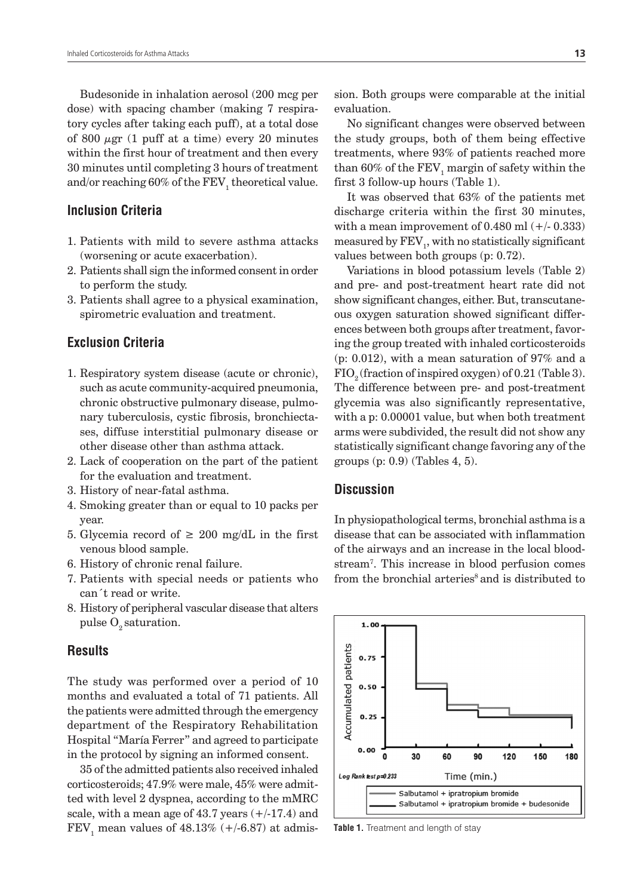Budesonide in inhalation aerosol (200 mcg per dose) with spacing chamber (making 7 respiratory cycles after taking each puff), at a total dose of 800 $\mu$gr (1 puff at a time) every 20 minutes within the first hour of treatment and then every 30 minutes until completing 3 hours of treatment and/or reaching 60% of the $FEV_1$ theoretical value.

## Inclusion Criteria

1. Patients with mild to severe asthma attacks (worsening or acute exacerbation).
2. Patients shall sign the informed consent in order to perform the study.
3. Patients shall agree to a physical examination, spirometric evaluation and treatment.

## Exclusion Criteria

1. Respiratory system disease (acute or chronic), such as acute community-acquired pneumonia, chronic obstructive pulmonary disease, pulmonary tuberculosis, cystic fibrosis, bronchiectases, diffuse interstitial pulmonary disease or other disease other than asthma attack.
2. Lack of cooperation on the part of the patient for the evaluation and treatment.
3. History of near-fatal asthma.
4. Smoking greater than or equal to 10 packs per year.
5. Glycemia record of $\geq$ 200 mg/dL in the first venous blood sample.
6. History of chronic renal failure.
7. Patients with special needs or patients who can´t read or write.
8. History of peripheral vascular disease that alters pulse $O_2$ saturation.

## Results

The study was performed over a period of 10 months and evaluated a total of 71 patients. All the patients were admitted through the emergency department of the Respiratory Rehabilitation Hospital "María Ferrer" and agreed to participate in the protocol by signing an informed consent.

35 of the admitted patients also received inhaled corticosteroids; 47.9% were male, 45% were admitted with level 2 dyspnea, according to the mMRC scale, with a mean age of 43.7 years (+/-17.4) and $FEV_1$ mean values of 48.13% (+/-6.87) at admission. Both groups were comparable at the initial evaluation.

No significant changes were observed between the study groups, both of them being effective treatments, where 93% of patients reached more than 60% of the $FEV_1$ margin of safety within the first 3 follow-up hours (Table 1).

It was observed that 63% of the patients met discharge criteria within the first 30 minutes, with a mean improvement of 0.480 ml (+/- 0.333) measured by $FEV_1$, with no statistically significant values between both groups (p: 0.72).

Variations in blood potassium levels (Table 2) and pre- and post-treatment heart rate did not show significant changes, either. But, transcutaneous oxygen saturation showed significant differences between both groups after treatment, favoring the group treated with inhaled corticosteroids (p: 0.012), with a mean saturation of 97% and a $FIO_2$ (fraction of inspired oxygen) of 0.21 (Table 3). The difference between pre- and post-treatment glycemia was also significantly representative, with a p: 0.00001 value, but when both treatment arms were subdivided, the result did not show any statistically significant change favoring any of the groups (p: 0.9) (Tables 4, 5).

## Discussion

In physiopathological terms, bronchial asthma is a disease that can be associated with inflammation of the airways and an increase in the local bloodstream[7]. This increase in blood perfusion comes from the bronchial arteries[8] and is distributed to

**Table 1.** Treatment and length of stay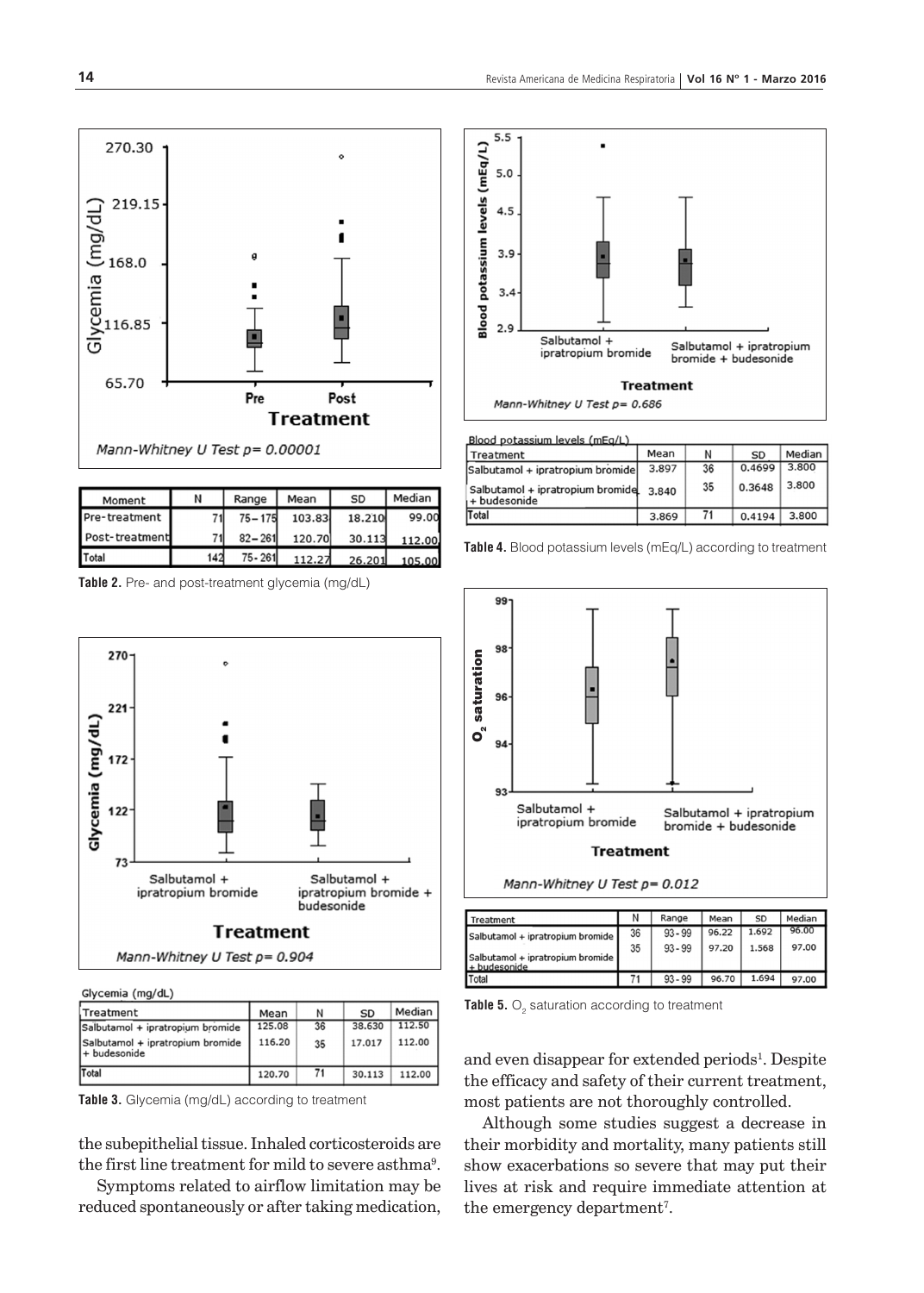Mann-Whitney U Test p= 0.00001

| Moment | N | Range | Mean | SD | Median |
|---|---|---|---|---|---|
| Pre-treatment | 71 | 75 – 175 | 103.83 | 18.210 | 99.00 |
| Post-treatment | 71 | 82 – 261 | 120.70 | 30.113 | 112.00 |
| Total | 142 | 75 - 261 | 112.27 | 26.201 | 105.00 |

**Table 2.** Pre- and post-treatment glycemia (mg/dL)

Mann-Whitney U Test p= 0.904

Glycemia (mg/dL)

| Treatment | Mean | N | SD | Median |
|---|---|---|---|---|
| Salbutamol + ipratropium bromide | 125.08 | 36 | 38.630 | 112.50 |
| Salbutamol + ipratropium bromide + budesonide | 116.20 | 35 | 17.017 | 112.00 |
| Total | 120.70 | 71 | 30.113 | 112.00 |

**Table 3.** Glycemia (mg/dL) according to treatment

the subepithelial tissue. Inhaled corticosteroids are the first line treatment for mild to severe asthma[9].

Symptoms related to airflow limitation may be reduced spontaneously or after taking medication, and even disappear for extended periods[1]. Despite the efficacy and safety of their current treatment, most patients are not thoroughly controlled.

Although some studies suggest a decrease in their morbidity and mortality, many patients still show exacerbations so severe that may put their lives at risk and require immediate attention at the emergency department[7].

Mann-Whitney U Test p= 0.686

Blood potassium levels (mEq/L)

| Treatment | Mean | N | SD | Median |
|---|---|---|---|---|
| Salbutamol + ipratropium bromide | 3.897 | 36 | 0.4699 | 3.800 |
| Salbutamol + ipratropium bromide + budesonide | 3.840 | 35 | 0.3648 | 3.800 |
| Total | 3.869 | 71 | 0.4194 | 3.800 |

**Table 4.** Blood potassium levels (mEq/L) according to treatment

Mann-Whitney U Test p= 0.012

| Treatment | N | Range | Mean | SD | Median |
|---|---|---|---|---|---|
| Salbutamol + ipratropium bromide | 36 | 93 - 99 | 96.22 | 1.692 | 96.00 |
| Salbutamol + ipratropium bromide + budesonide | 35 | 93 - 99 | 97.20 | 1.568 | 97.00 |
| Total | 71 | 93 - 99 | 96.70 | 1.694 | 97.00 |

**Table 5.** $O_2$ saturation according to treatment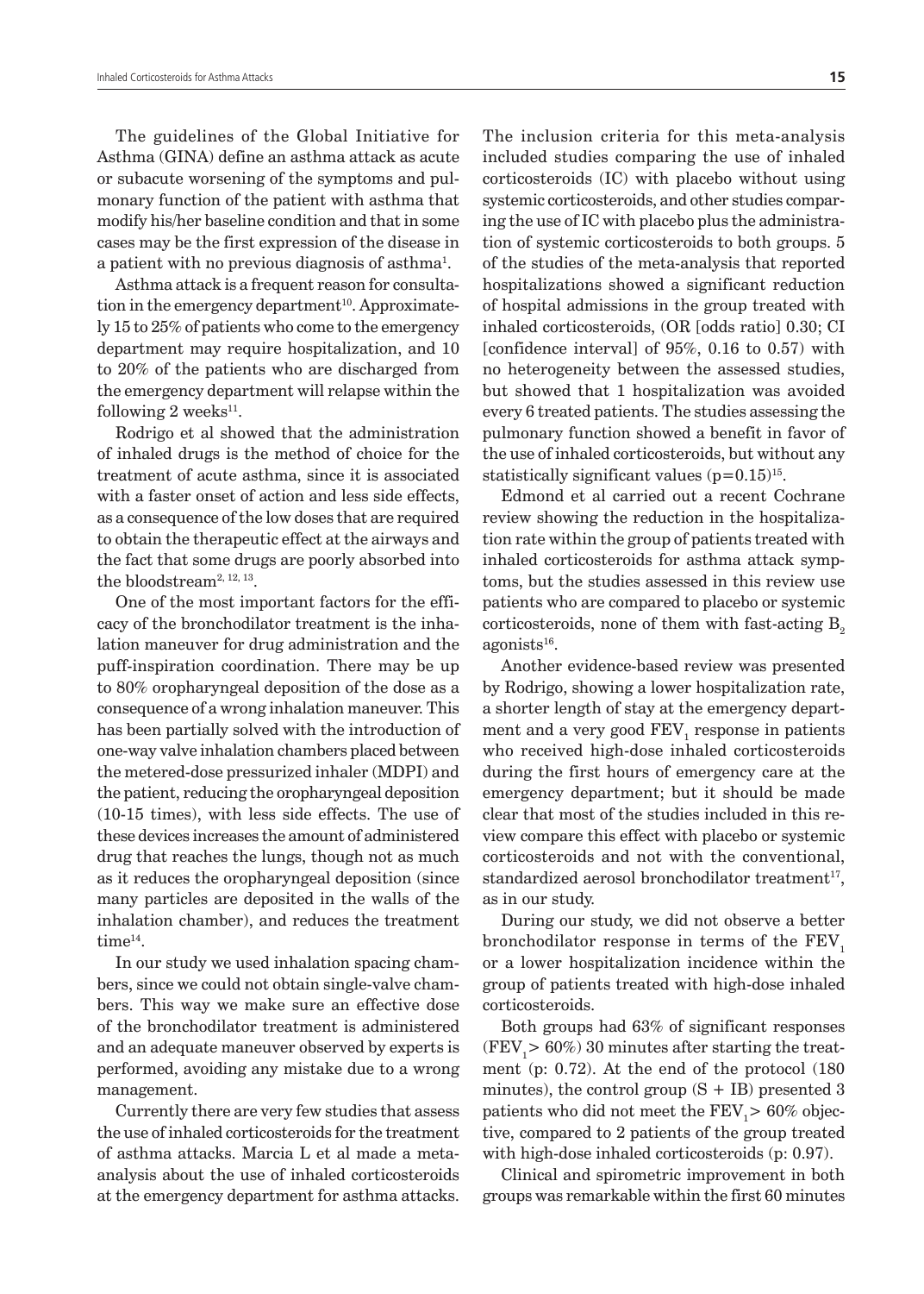The guidelines of the Global Initiative for Asthma (GINA) define an asthma attack as acute or subacute worsening of the symptoms and pulmonary function of the patient with asthma that modify his/her baseline condition and that in some cases may be the first expression of the disease in a patient with no previous diagnosis of asthma[1].

Asthma attack is a frequent reason for consultation in the emergency department[10]. Approximately 15 to 25% of patients who come to the emergency department may require hospitalization, and 10 to 20% of the patients who are discharged from the emergency department will relapse within the following 2 weeks[11].

Rodrigo et al showed that the administration of inhaled drugs is the method of choice for the treatment of acute asthma, since it is associated with a faster onset of action and less side effects, as a consequence of the low doses that are required to obtain the therapeutic effect at the airways and the fact that some drugs are poorly absorbed into the bloodstream[2, 12, 13].

One of the most important factors for the efficacy of the bronchodilator treatment is the inhalation maneuver for drug administration and the puff-inspiration coordination. There may be up to 80% oropharyngeal deposition of the dose as a consequence of a wrong inhalation maneuver. This has been partially solved with the introduction of one-way valve inhalation chambers placed between the metered-dose pressurized inhaler (MDPI) and the patient, reducing the oropharyngeal deposition (10-15 times), with less side effects. The use of these devices increases the amount of administered drug that reaches the lungs, though not as much as it reduces the oropharyngeal deposition (since many particles are deposited in the walls of the inhalation chamber), and reduces the treatment time[14].

In our study we used inhalation spacing chambers, since we could not obtain single-valve chambers. This way we make sure an effective dose of the bronchodilator treatment is administered and an adequate maneuver observed by experts is performed, avoiding any mistake due to a wrong management.

Currently there are very few studies that assess the use of inhaled corticosteroids for the treatment of asthma attacks. Marcia L et al made a meta-analysis about the use of inhaled corticosteroids at the emergency department for asthma attacks. The inclusion criteria for this meta-analysis included studies comparing the use of inhaled corticosteroids (IC) with placebo without using systemic corticosteroids, and other studies comparing the use of IC with placebo plus the administration of systemic corticosteroids to both groups. 5 of the studies of the meta-analysis that reported hospitalizations showed a significant reduction of hospital admissions in the group treated with inhaled corticosteroids, (OR [odds ratio] 0.30; CI [confidence interval] of 95%, 0.16 to 0.57) with no heterogeneity between the assessed studies, but showed that 1 hospitalization was avoided every 6 treated patients. The studies assessing the pulmonary function showed a benefit in favor of the use of inhaled corticosteroids, but without any statistically significant values ($p=0.15$)[15].

Edmond et al carried out a recent Cochrane review showing the reduction in the hospitalization rate within the group of patients treated with inhaled corticosteroids for asthma attack symptoms, but the studies assessed in this review use patients who are compared to placebo or systemic corticosteroids, none of them with fast-acting $B_2$ agonists[16].

Another evidence-based review was presented by Rodrigo, showing a lower hospitalization rate, a shorter length of stay at the emergency department and a very good $FEV_1$ response in patients who received high-dose inhaled corticosteroids during the first hours of emergency care at the emergency department; but it should be made clear that most of the studies included in this review compare this effect with placebo or systemic corticosteroids and not with the conventional, standardized aerosol bronchodilator treatment[17], as in our study.

During our study, we did not observe a better bronchodilator response in terms of the $FEV_1$ or a lower hospitalization incidence within the group of patients treated with high-dose inhaled corticosteroids.

Both groups had 63% of significant responses ($FEV_1 > 60\%$) 30 minutes after starting the treatment (p: 0.72). At the end of the protocol (180 minutes), the control group (S + IB) presented 3 patients who did not meet the $FEV_1 > 60\%$ objective, compared to 2 patients of the group treated with high-dose inhaled corticosteroids (p: 0.97).

Clinical and spirometric improvement in both groups was remarkable within the first 60 minutes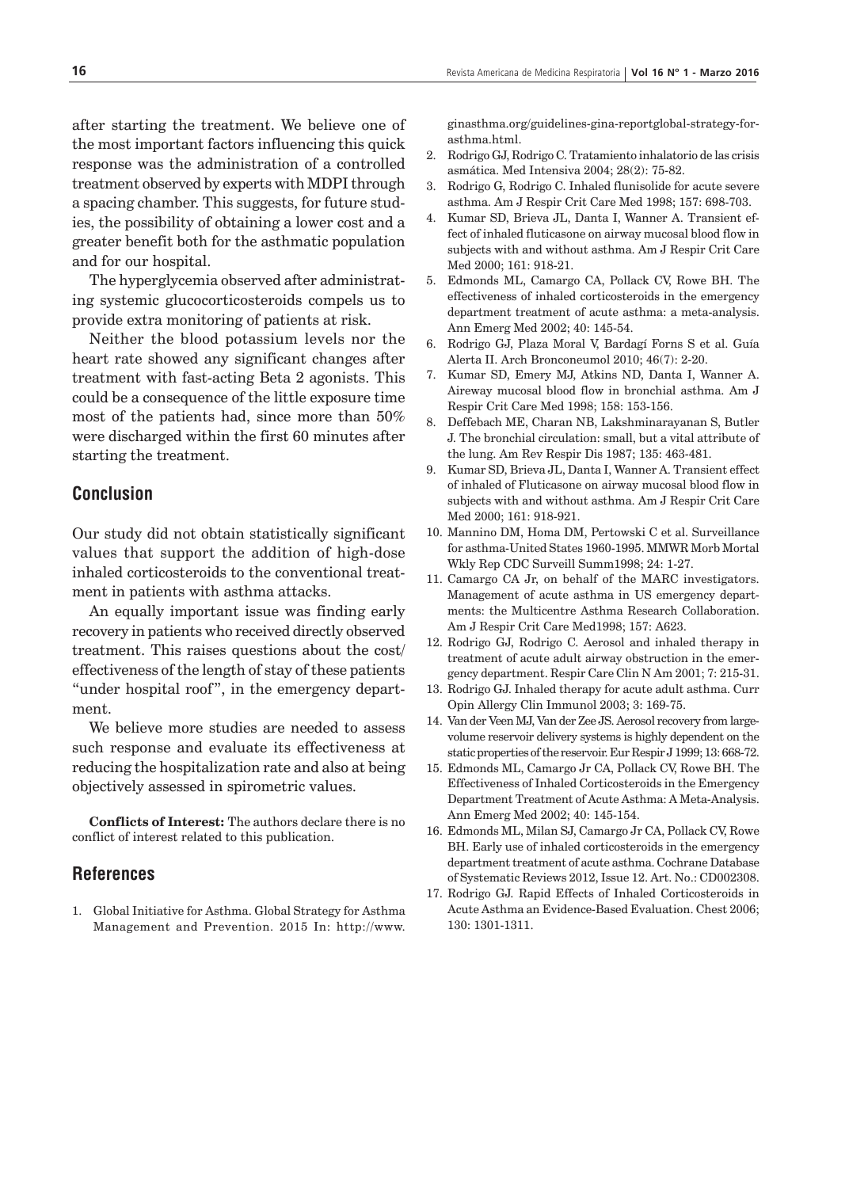after starting the treatment. We believe one of the most important factors influencing this quick response was the administration of a controlled treatment observed by experts with MDPI through a spacing chamber. This suggests, for future studies, the possibility of obtaining a lower cost and a greater benefit both for the asthmatic population and for our hospital.

The hyperglycemia observed after administrating systemic glucocorticosteroids compels us to provide extra monitoring of patients at risk.

Neither the blood potassium levels nor the heart rate showed any significant changes after treatment with fast-acting Beta 2 agonists. This could be a consequence of the little exposure time most of the patients had, since more than 50% were discharged within the first 60 minutes after starting the treatment.

## Conclusion

Our study did not obtain statistically significant values that support the addition of high-dose inhaled corticosteroids to the conventional treatment in patients with asthma attacks.

An equally important issue was finding early recovery in patients who received directly observed treatment. This raises questions about the cost/effectiveness of the length of stay of these patients "under hospital roof", in the emergency department.

We believe more studies are needed to assess such response and evaluate its effectiveness at reducing the hospitalization rate and also at being objectively assessed in spirometric values.

**Conflicts of Interest:** The authors declare there is no conflict of interest related to this publication.

## References

1. Global Initiative for Asthma. Global Strategy for Asthma Management and Prevention. 2015 In: http://www.ginasthma.org/guidelines-gina-reportglobal-strategy-for-asthma.html.
2. Rodrigo GJ, Rodrigo C. Tratamiento inhalatorio de las crisis asmática. Med Intensiva 2004; 28(2): 75-82.
3. Rodrigo G, Rodrigo C. Inhaled flunisolide for acute severe asthma. Am J Respir Crit Care Med 1998; 157: 698-703.
4. Kumar SD, Brieva JL, Danta I, Wanner A. Transient effect of inhaled fluticasone on airway mucosal blood flow in subjects with and without asthma. Am J Respir Crit Care Med 2000; 161: 918-21.
5. Edmonds ML, Camargo CA, Pollack CV, Rowe BH. The effectiveness of inhaled corticosteroids in the emergency department treatment of acute asthma: a meta-analysis. Ann Emerg Med 2002; 40: 145-54.
6. Rodrigo GJ, Plaza Moral V, Bardagí Forns S et al. Guía Alerta II. Arch Bronconeumol 2010; 46(7): 2-20.
7. Kumar SD, Emery MJ, Atkins ND, Danta I, Wanner A. Aireway mucosal blood flow in bronchial asthma. Am J Respir Crit Care Med 1998; 158: 153-156.
8. Deffebach ME, Charan NB, Lakshminarayanan S, Butler J. The bronchial circulation: small, but a vital attribute of the lung. Am Rev Respir Dis 1987; 135: 463-481.
9. Kumar SD, Brieva JL, Danta I, Wanner A. Transient effect of inhaled of Fluticasone on airway mucosal blood flow in subjects with and without asthma. Am J Respir Crit Care Med 2000; 161: 918-921.
10. Mannino DM, Homa DM, Pertowski C et al. Surveillance for asthma-United States 1960-1995. MMWR Morb Mortal Wkly Rep CDC Surveill Summ1998; 24: 1-27.
11. Camargo CA Jr, on behalf of the MARC investigators. Management of acute asthma in US emergency departments: the Multicentre Asthma Research Collaboration. Am J Respir Crit Care Med1998; 157: A623.
12. Rodrigo GJ, Rodrigo C. Aerosol and inhaled therapy in treatment of acute adult airway obstruction in the emergency department. Respir Care Clin N Am 2001; 7: 215-31.
13. Rodrigo GJ. Inhaled therapy for acute adult asthma. Curr Opin Allergy Clin Immunol 2003; 3: 169-75.
14. Van der Veen MJ, Van der Zee JS. Aerosol recovery from large-volume reservoir delivery systems is highly dependent on the static properties of the reservoir. Eur Respir J 1999; 13: 668-72.
15. Edmonds ML, Camargo Jr CA, Pollack CV, Rowe BH. The Effectiveness of Inhaled Corticosteroids in the Emergency Department Treatment of Acute Asthma: A Meta-Analysis. Ann Emerg Med 2002; 40: 145-154.
16. Edmonds ML, Milan SJ, Camargo Jr CA, Pollack CV, Rowe BH. Early use of inhaled corticosteroids in the emergency department treatment of acute asthma. Cochrane Database of Systematic Reviews 2012, Issue 12. Art. No.: CD002308.
17. Rodrigo GJ. Rapid Effects of Inhaled Corticosteroids in Acute Asthma an Evidence-Based Evaluation. Chest 2006; 130: 1301-1311.